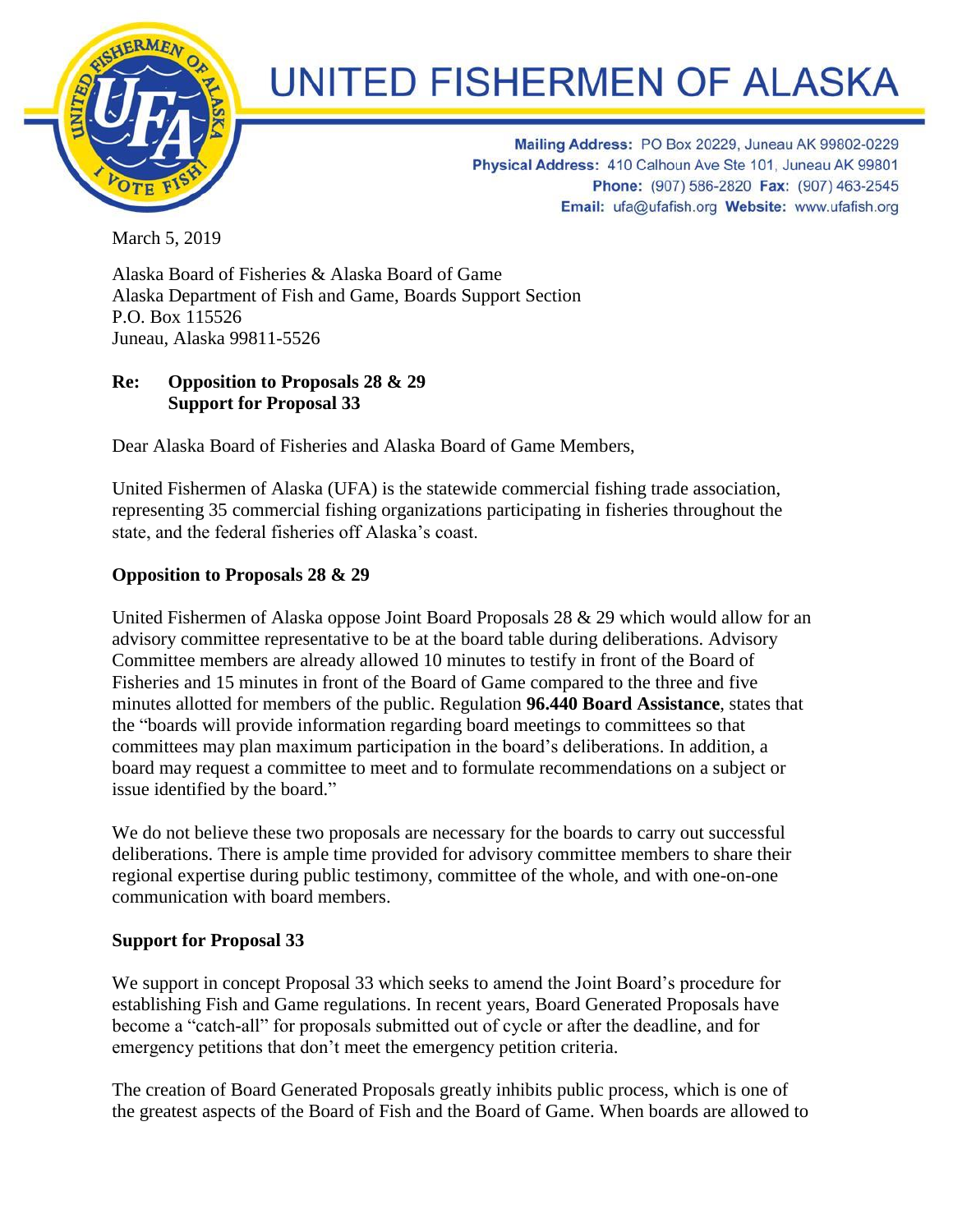# UNITED FISHERMEN OF ALASKA

**Mailing Address:** PO Box 20229, Juneau AK 99802-0229
**Physical Address:** 410 Calhoun Ave Ste 101, Juneau AK 99801
**Phone:** (907) 586-2820 **Fax:** (907) 463-2545
**Email:** ufa@ufafish.org **Website:** www.ufafish.org

March 5, 2019

Alaska Board of Fisheries & Alaska Board of Game
Alaska Department of Fish and Game, Boards Support Section
P.O. Box 115526
Juneau, Alaska 99811-5526

**Re: Opposition to Proposals 28 & 29**
**Support for Proposal 33**

Dear Alaska Board of Fisheries and Alaska Board of Game Members,

United Fishermen of Alaska (UFA) is the statewide commercial fishing trade association, representing 35 commercial fishing organizations participating in fisheries throughout the state, and the federal fisheries off Alaska's coast.

**Opposition to Proposals 28 & 29**

United Fishermen of Alaska oppose Joint Board Proposals 28 & 29 which would allow for an advisory committee representative to be at the board table during deliberations. Advisory Committee members are already allowed 10 minutes to testify in front of the Board of Fisheries and 15 minutes in front of the Board of Game compared to the three and five minutes allotted for members of the public. Regulation **96.440 Board Assistance**, states that the "boards will provide information regarding board meetings to committees so that committees may plan maximum participation in the board's deliberations. In addition, a board may request a committee to meet and to formulate recommendations on a subject or issue identified by the board."

We do not believe these two proposals are necessary for the boards to carry out successful deliberations. There is ample time provided for advisory committee members to share their regional expertise during public testimony, committee of the whole, and with one-on-one communication with board members.

**Support for Proposal 33**

We support in concept Proposal 33 which seeks to amend the Joint Board's procedure for establishing Fish and Game regulations. In recent years, Board Generated Proposals have become a "catch-all" for proposals submitted out of cycle or after the deadline, and for emergency petitions that don't meet the emergency petition criteria.

The creation of Board Generated Proposals greatly inhibits public process, which is one of the greatest aspects of the Board of Fish and the Board of Game. When boards are allowed to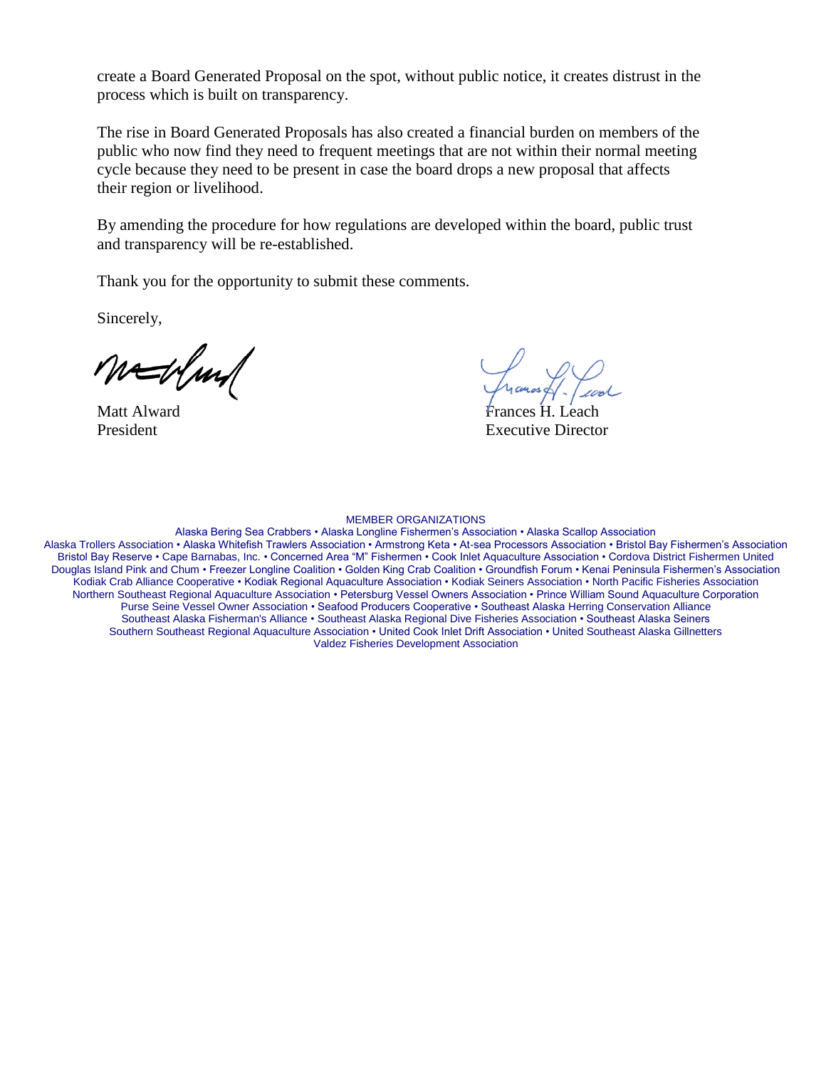create a Board Generated Proposal on the spot, without public notice, it creates distrust in the process which is built on transparency.

The rise in Board Generated Proposals has also created a financial burden on members of the public who now find they need to frequent meetings that are not within their normal meeting cycle because they need to be present in case the board drops a new proposal that affects their region or livelihood.

By amending the procedure for how regulations are developed within the board, public trust and transparency will be re-established.

Thank you for the opportunity to submit these comments.

Sincerely,

Matt Alward
President

Frances H. Leach
Executive Director

MEMBER ORGANIZATIONS

Alaska Bering Sea Crabbers • Alaska Longline Fishermen's Association • Alaska Scallop Association
Alaska Trollers Association • Alaska Whitefish Trawlers Association • Armstrong Keta • At-sea Processors Association • Bristol Bay Fishermen's Association
Bristol Bay Reserve • Cape Barnabas, Inc. • Concerned Area "M" Fishermen • Cook Inlet Aquaculture Association • Cordova District Fishermen United
Douglas Island Pink and Chum • Freezer Longline Coalition • Golden King Crab Coalition • Groundfish Forum • Kenai Peninsula Fishermen's Association
Kodiak Crab Alliance Cooperative • Kodiak Regional Aquaculture Association • Kodiak Seiners Association • North Pacific Fisheries Association
Northern Southeast Regional Aquaculture Association • Petersburg Vessel Owners Association • Prince William Sound Aquaculture Corporation
Purse Seine Vessel Owner Association • Seafood Producers Cooperative • Southeast Alaska Herring Conservation Alliance
Southeast Alaska Fisherman's Alliance • Southeast Alaska Regional Dive Fisheries Association • Southeast Alaska Seiners
Southern Southeast Regional Aquaculture Association • United Cook Inlet Drift Association • United Southeast Alaska Gillnetters
Valdez Fisheries Development Association